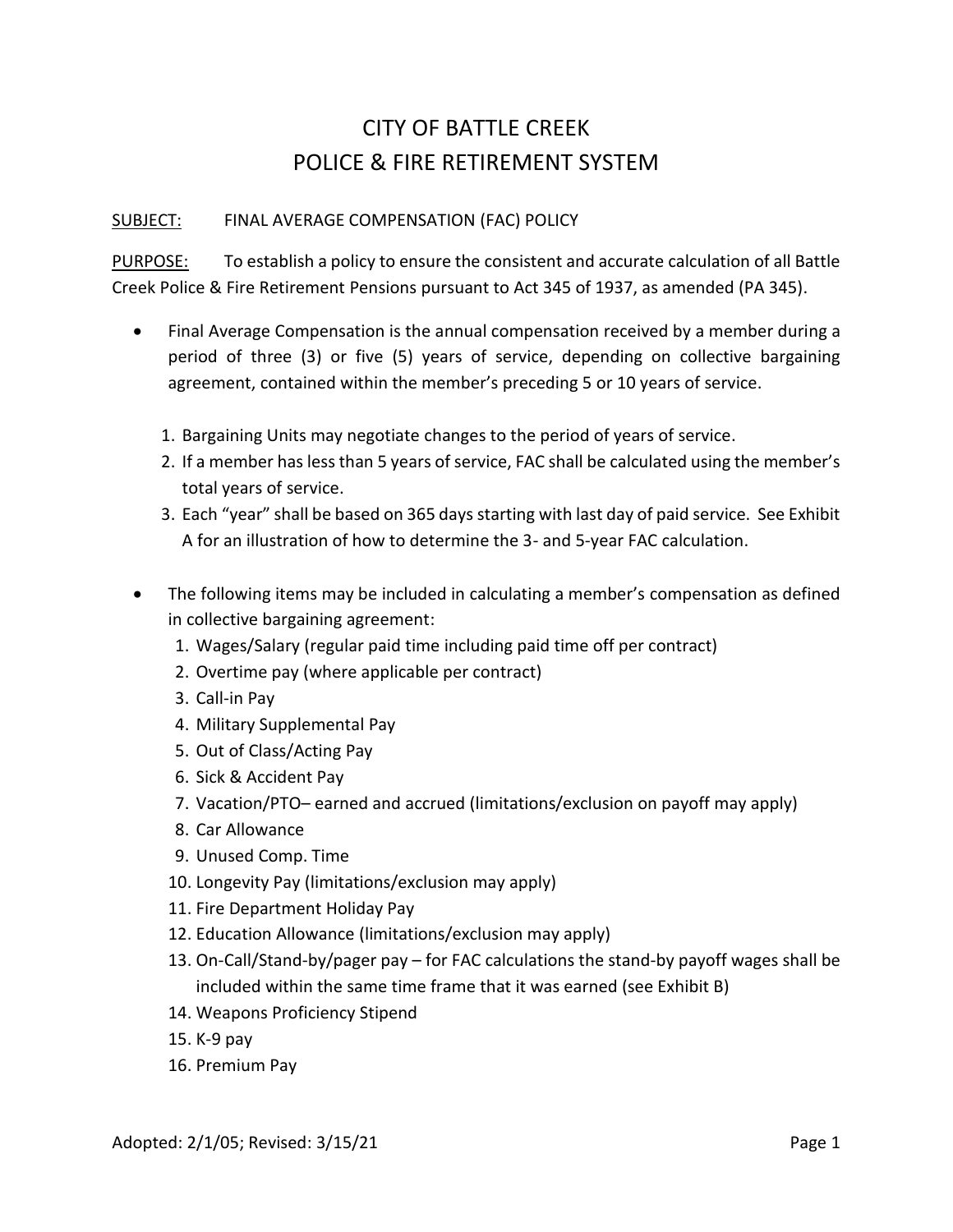# CITY OF BATTLE CREEK
# POLICE & FIRE RETIREMENT SYSTEM

SUBJECT: FINAL AVERAGE COMPENSATION (FAC) POLICY

PURPOSE: To establish a policy to ensure the consistent and accurate calculation of all Battle Creek Police & Fire Retirement Pensions pursuant to Act 345 of 1937, as amended (PA 345).

- Final Average Compensation is the annual compensation received by a member during a period of three (3) or five (5) years of service, depending on collective bargaining agreement, contained within the member's preceding 5 or 10 years of service.

  1. Bargaining Units may negotiate changes to the period of years of service.
  2. If a member has less than 5 years of service, FAC shall be calculated using the member's total years of service.
  3. Each "year" shall be based on 365 days starting with last day of paid service. See Exhibit A for an illustration of how to determine the 3- and 5-year FAC calculation.

- The following items may be included in calculating a member's compensation as defined in collective bargaining agreement:
  1. Wages/Salary (regular paid time including paid time off per contract)
  2. Overtime pay (where applicable per contract)
  3. Call-in Pay
  4. Military Supplemental Pay
  5. Out of Class/Acting Pay
  6. Sick & Accident Pay
  7. Vacation/PTO– earned and accrued (limitations/exclusion on payoff may apply)
  8. Car Allowance
  9. Unused Comp. Time
  10. Longevity Pay (limitations/exclusion may apply)
  11. Fire Department Holiday Pay
  12. Education Allowance (limitations/exclusion may apply)
  13. On-Call/Stand-by/pager pay – for FAC calculations the stand-by payoff wages shall be included within the same time frame that it was earned (see Exhibit B)
  14. Weapons Proficiency Stipend
  15. K-9 pay
  16. Premium Pay

Adopted: 2/1/05; Revised: 3/15/21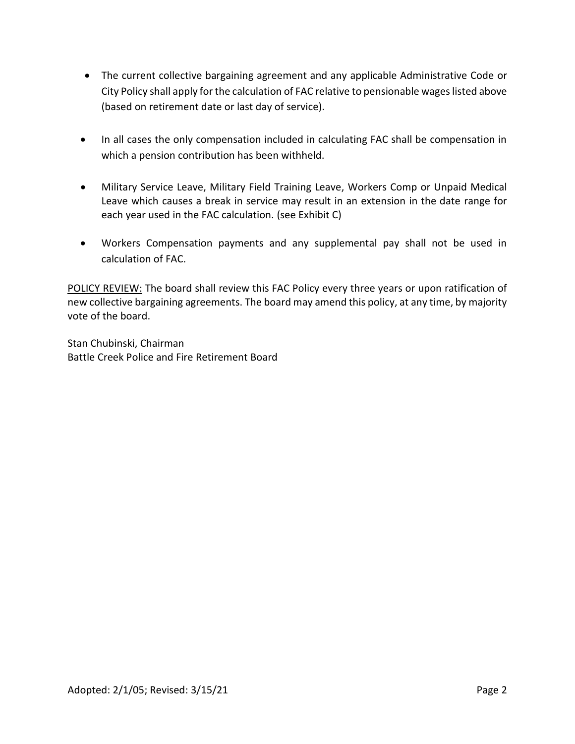- The current collective bargaining agreement and any applicable Administrative Code or City Policy shall apply for the calculation of FAC relative to pensionable wages listed above (based on retirement date or last day of service).
- In all cases the only compensation included in calculating FAC shall be compensation in which a pension contribution has been withheld.
- Military Service Leave, Military Field Training Leave, Workers Comp or Unpaid Medical Leave which causes a break in service may result in an extension in the date range for each year used in the FAC calculation. (see Exhibit C)
- Workers Compensation payments and any supplemental pay shall not be used in calculation of FAC.

<u>POLICY REVIEW:</u> The board shall review this FAC Policy every three years or upon ratification of new collective bargaining agreements. The board may amend this policy, at any time, by majority vote of the board.

Stan Chubinski, Chairman
Battle Creek Police and Fire Retirement Board

Adopted: 2/1/05; Revised: 3/15/21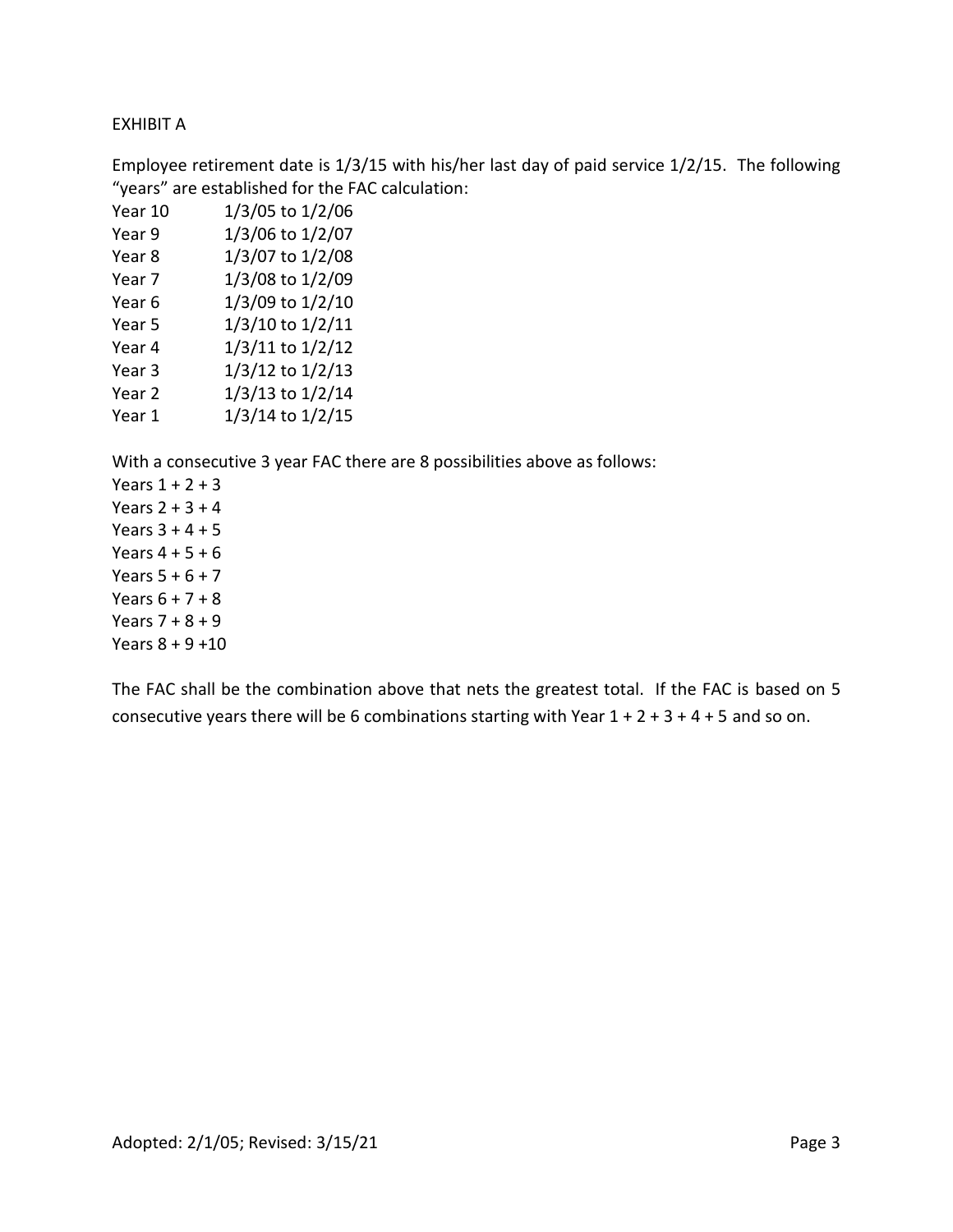EXHIBIT A

Employee retirement date is 1/3/15 with his/her last day of paid service 1/2/15. The following "years" are established for the FAC calculation:

| | |
|---|---|
| Year 10 | 1/3/05 to 1/2/06 |
| Year 9 | 1/3/06 to 1/2/07 |
| Year 8 | 1/3/07 to 1/2/08 |
| Year 7 | 1/3/08 to 1/2/09 |
| Year 6 | 1/3/09 to 1/2/10 |
| Year 5 | 1/3/10 to 1/2/11 |
| Year 4 | 1/3/11 to 1/2/12 |
| Year 3 | 1/3/12 to 1/2/13 |
| Year 2 | 1/3/13 to 1/2/14 |
| Year 1 | 1/3/14 to 1/2/15 |

With a consecutive 3 year FAC there are 8 possibilities above as follows:

Years 1 + 2 + 3
Years 2 + 3 + 4
Years 3 + 4 + 5
Years 4 + 5 + 6
Years 5 + 6 + 7
Years 6 + 7 + 8
Years 7 + 8 + 9
Years 8 + 9 +10

The FAC shall be the combination above that nets the greatest total. If the FAC is based on 5 consecutive years there will be 6 combinations starting with Year 1 + 2 + 3 + 4 + 5 and so on.

Adopted: 2/1/05; Revised: 3/15/21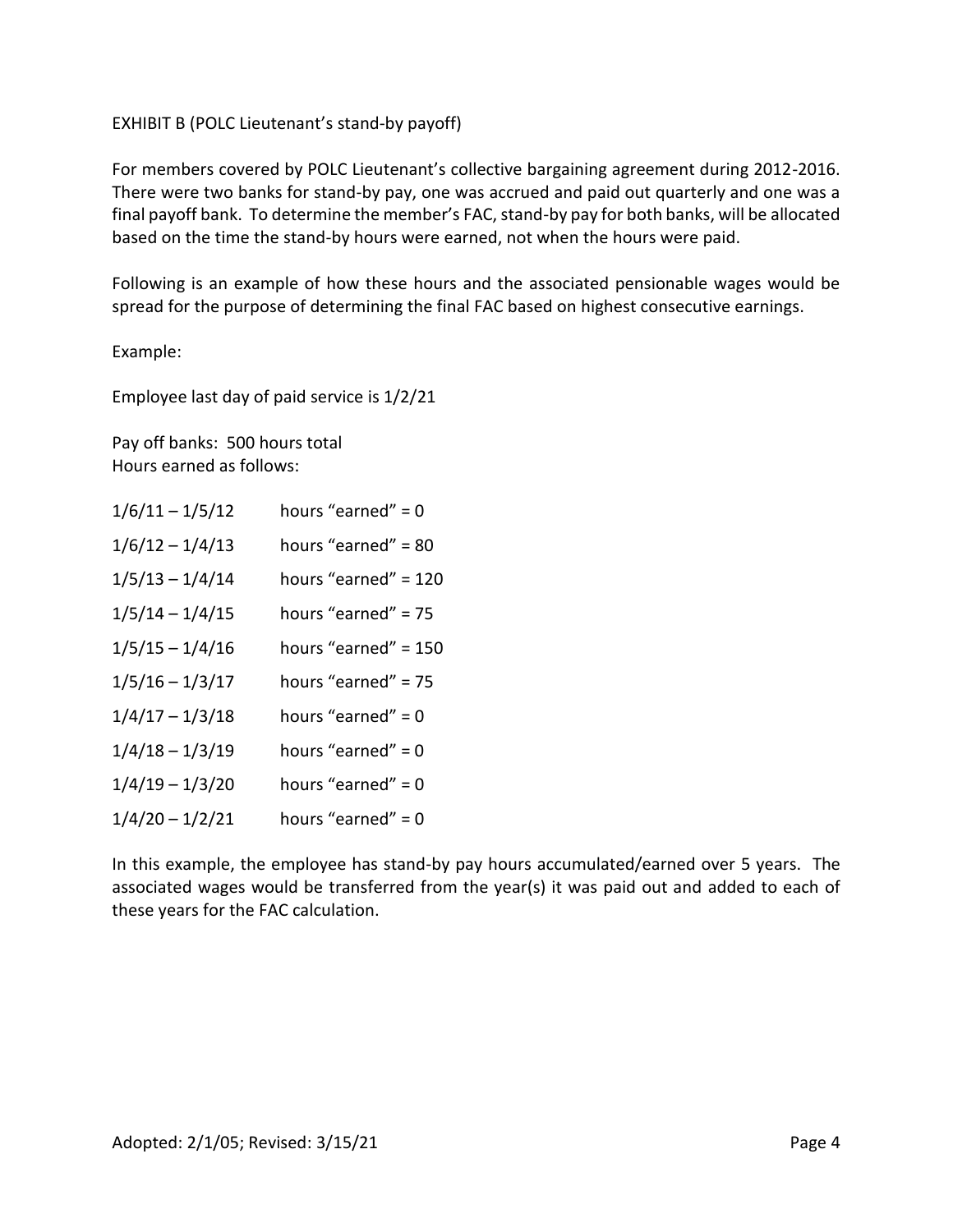EXHIBIT B (POLC Lieutenant's stand-by payoff)

For members covered by POLC Lieutenant's collective bargaining agreement during 2012-2016. There were two banks for stand-by pay, one was accrued and paid out quarterly and one was a final payoff bank. To determine the member's FAC, stand-by pay for both banks, will be allocated based on the time the stand-by hours were earned, not when the hours were paid.

Following is an example of how these hours and the associated pensionable wages would be spread for the purpose of determining the final FAC based on highest consecutive earnings.

Example:

Employee last day of paid service is 1/2/21

Pay off banks: 500 hours total
Hours earned as follows:

| | |
|---|---|
| 1/6/11 – 1/5/12 | hours "earned" = 0 |
| 1/6/12 – 1/4/13 | hours "earned" = 80 |
| 1/5/13 – 1/4/14 | hours "earned" = 120 |
| 1/5/14 – 1/4/15 | hours "earned" = 75 |
| 1/5/15 – 1/4/16 | hours "earned" = 150 |
| 1/5/16 – 1/3/17 | hours "earned" = 75 |
| 1/4/17 – 1/3/18 | hours "earned" = 0 |
| 1/4/18 – 1/3/19 | hours "earned" = 0 |
| 1/4/19 – 1/3/20 | hours "earned" = 0 |
| 1/4/20 – 1/2/21 | hours "earned" = 0 |

In this example, the employee has stand-by pay hours accumulated/earned over 5 years. The associated wages would be transferred from the year(s) it was paid out and added to each of these years for the FAC calculation.

Adopted: 2/1/05; Revised: 3/15/21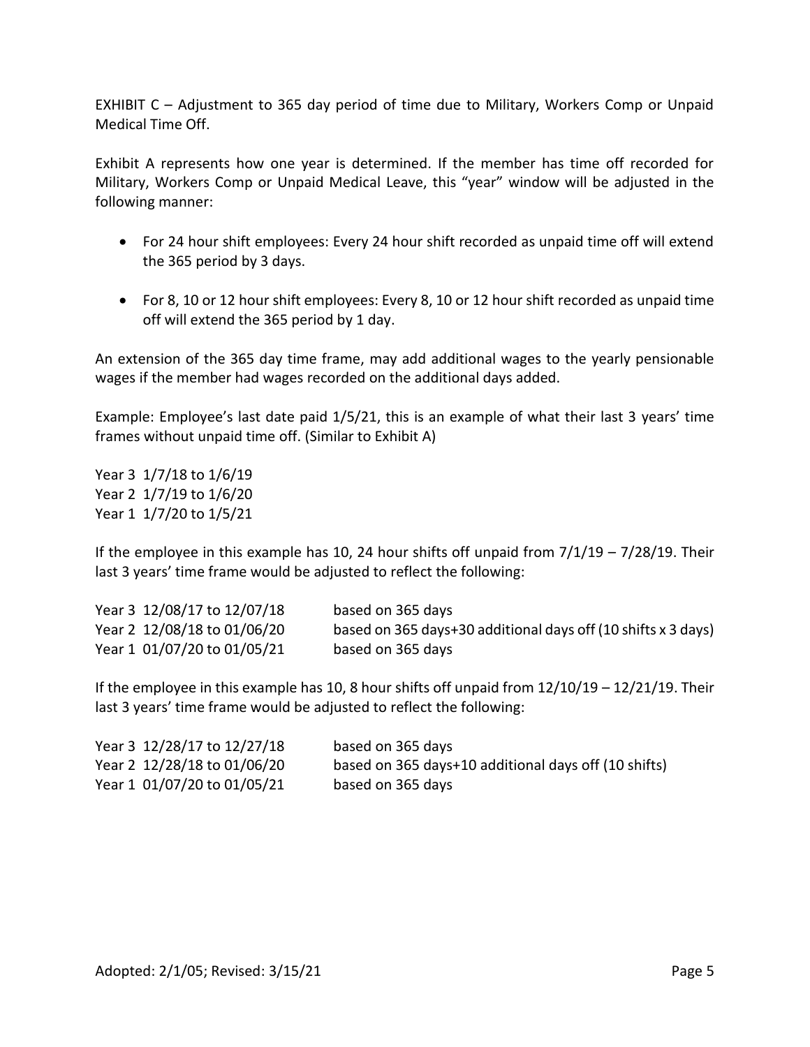EXHIBIT C – Adjustment to 365 day period of time due to Military, Workers Comp or Unpaid Medical Time Off.

Exhibit A represents how one year is determined. If the member has time off recorded for Military, Workers Comp or Unpaid Medical Leave, this "year" window will be adjusted in the following manner:

- For 24 hour shift employees: Every 24 hour shift recorded as unpaid time off will extend the 365 period by 3 days.
- For 8, 10 or 12 hour shift employees: Every 8, 10 or 12 hour shift recorded as unpaid time off will extend the 365 period by 1 day.

An extension of the 365 day time frame, may add additional wages to the yearly pensionable wages if the member had wages recorded on the additional days added.

Example: Employee's last date paid 1/5/21, this is an example of what their last 3 years' time frames without unpaid time off. (Similar to Exhibit A)

Year 3 1/7/18 to 1/6/19
Year 2 1/7/19 to 1/6/20
Year 1 1/7/20 to 1/5/21

If the employee in this example has 10, 24 hour shifts off unpaid from 7/1/19 – 7/28/19. Their last 3 years' time frame would be adjusted to reflect the following:

| | |
|---|---|
| Year 3 12/08/17 to 12/07/18 | based on 365 days |
| Year 2 12/08/18 to 01/06/20 | based on 365 days+30 additional days off (10 shifts x 3 days) |
| Year 1 01/07/20 to 01/05/21 | based on 365 days |

If the employee in this example has 10, 8 hour shifts off unpaid from 12/10/19 – 12/21/19. Their last 3 years' time frame would be adjusted to reflect the following:

| | |
|---|---|
| Year 3 12/28/17 to 12/27/18 | based on 365 days |
| Year 2 12/28/18 to 01/06/20 | based on 365 days+10 additional days off (10 shifts) |
| Year 1 01/07/20 to 01/05/21 | based on 365 days |

Adopted: 2/1/05; Revised: 3/15/21